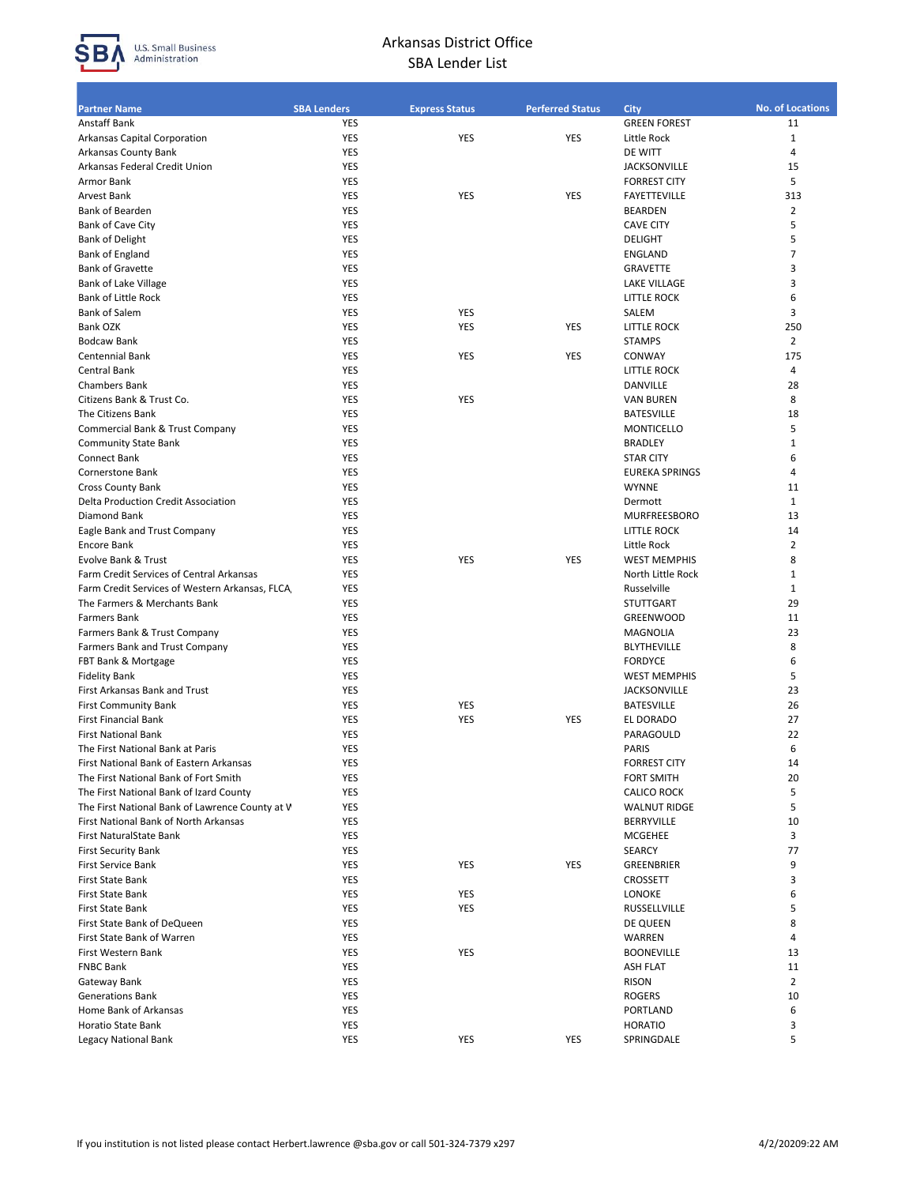# Arkansas District Office
## SBA Lender List

| Partner Name | SBA Lenders | Express Status | Perferred Status | City | No. of Locations |
|---|---|---|---|---|---|
| Anstaff Bank | YES | | | GREEN FOREST | 11 |
| Arkansas Capital Corporation | YES | YES | YES | Little Rock | 1 |
| Arkansas County Bank | YES | | | DE WITT | 4 |
| Arkansas Federal Credit Union | YES | | | JACKSONVILLE | 15 |
| Armor Bank | YES | | | FORREST CITY | 5 |
| Arvest Bank | YES | YES | YES | FAYETTEVILLE | 313 |
| Bank of Bearden | YES | | | BEARDEN | 2 |
| Bank of Cave City | YES | | | CAVE CITY | 5 |
| Bank of Delight | YES | | | DELIGHT | 5 |
| Bank of England | YES | | | ENGLAND | 7 |
| Bank of Gravette | YES | | | GRAVETTE | 3 |
| Bank of Lake Village | YES | | | LAKE VILLAGE | 3 |
| Bank of Little Rock | YES | | | LITTLE ROCK | 6 |
| Bank of Salem | YES | YES | | SALEM | 3 |
| Bank OZK | YES | YES | YES | LITTLE ROCK | 250 |
| Bodcaw Bank | YES | | | STAMPS | 2 |
| Centennial Bank | YES | YES | YES | CONWAY | 175 |
| Central Bank | YES | | | LITTLE ROCK | 4 |
| Chambers Bank | YES | | | DANVILLE | 28 |
| Citizens Bank & Trust Co. | YES | YES | | VAN BUREN | 8 |
| The Citizens Bank | YES | | | BATESVILLE | 18 |
| Commercial Bank & Trust Company | YES | | | MONTICELLO | 5 |
| Community State Bank | YES | | | BRADLEY | 1 |
| Connect Bank | YES | | | STAR CITY | 6 |
| Cornerstone Bank | YES | | | EUREKA SPRINGS | 4 |
| Cross County Bank | YES | | | WYNNE | 11 |
| Delta Production Credit Association | YES | | | Dermott | 1 |
| Diamond Bank | YES | | | MURFREESBORO | 13 |
| Eagle Bank and Trust Company | YES | | | LITTLE ROCK | 14 |
| Encore Bank | YES | | | Little Rock | 2 |
| Evolve Bank & Trust | YES | YES | YES | WEST MEMPHIS | 8 |
| Farm Credit Services of Central Arkansas | YES | | | North Little Rock | 1 |
| Farm Credit Services of Western Arkansas, FLCA, | YES | | | Russelville | 1 |
| The Farmers & Merchants Bank | YES | | | STUTTGART | 29 |
| Farmers Bank | YES | | | GREENWOOD | 11 |
| Farmers Bank & Trust Company | YES | | | MAGNOLIA | 23 |
| Farmers Bank and Trust Company | YES | | | BLYTHEVILLE | 8 |
| FBT Bank & Mortgage | YES | | | FORDYCE | 6 |
| Fidelity Bank | YES | | | WEST MEMPHIS | 5 |
| First Arkansas Bank and Trust | YES | | | JACKSONVILLE | 23 |
| First Community Bank | YES | YES | | BATESVILLE | 26 |
| First Financial Bank | YES | YES | YES | EL DORADO | 27 |
| First National Bank | YES | | | PARAGOULD | 22 |
| The First National Bank at Paris | YES | | | PARIS | 6 |
| First National Bank of Eastern Arkansas | YES | | | FORREST CITY | 14 |
| The First National Bank of Fort Smith | YES | | | FORT SMITH | 20 |
| The First National Bank of Izard County | YES | | | CALICO ROCK | 5 |
| The First National Bank of Lawrence County at W | YES | | | WALNUT RIDGE | 5 |
| First National Bank of North Arkansas | YES | | | BERRYVILLE | 10 |
| First NaturalState Bank | YES | | | MCGEHEE | 3 |
| First Security Bank | YES | | | SEARCY | 77 |
| First Service Bank | YES | YES | YES | GREENBRIER | 9 |
| First State Bank | YES | | | CROSSETT | 3 |
| First State Bank | YES | YES | | LONOKE | 6 |
| First State Bank | YES | YES | | RUSSELLVILLE | 5 |
| First State Bank of DeQueen | YES | | | DE QUEEN | 8 |
| First State Bank of Warren | YES | | | WARREN | 4 |
| First Western Bank | YES | YES | | BOONEVILLE | 13 |
| FNBC Bank | YES | | | ASH FLAT | 11 |
| Gateway Bank | YES | | | RISON | 2 |
| Generations Bank | YES | | | ROGERS | 10 |
| Home Bank of Arkansas | YES | | | PORTLAND | 6 |
| Horatio State Bank | YES | | | HORATIO | 3 |
| Legacy National Bank | YES | YES | YES | SPRINGDALE | 5 |

If you institution is not listed please contact Herbert.lawrence @sba.gov or call 501-324-7379 x297

4/2/20209:22 AM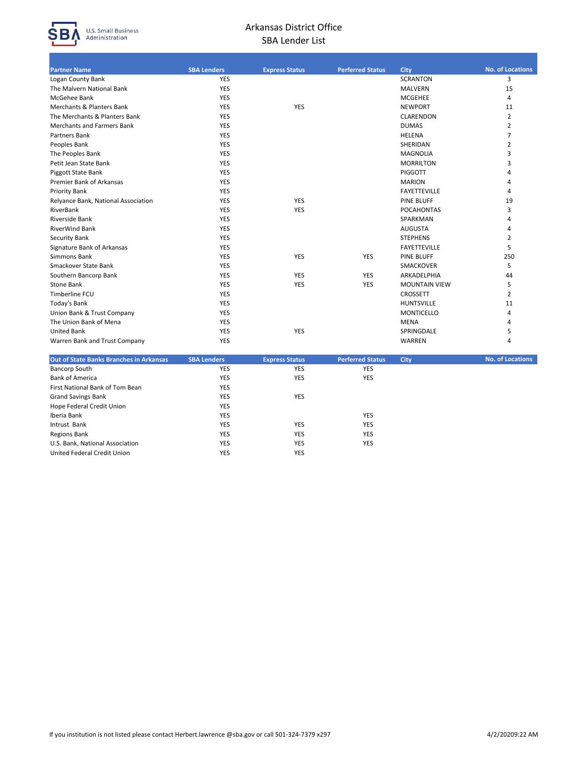# Arkansas District Office
## SBA Lender List

| Partner Name | SBA Lenders | Express Status | Perferred Status | City | No. of Locations |
|---|---|---|---|---|---|
| Logan County Bank | YES | | | SCRANTON | 3 |
| The Malvern National Bank | YES | | | MALVERN | 15 |
| McGehee Bank | YES | | | MCGEHEE | 4 |
| Merchants & Planters Bank | YES | YES | | NEWPORT | 11 |
| The Merchants & Planters Bank | YES | | | CLARENDON | 2 |
| Merchants and Farmers Bank | YES | | | DUMAS | 2 |
| Partners Bank | YES | | | HELENA | 7 |
| Peoples Bank | YES | | | SHERIDAN | 2 |
| The Peoples Bank | YES | | | MAGNOLIA | 3 |
| Petit Jean State Bank | YES | | | MORRILTON | 3 |
| Piggott State Bank | YES | | | PIGGOTT | 4 |
| Premier Bank of Arkansas | YES | | | MARION | 4 |
| Priority Bank | YES | | | FAYETTEVILLE | 4 |
| Relyance Bank, National Association | YES | YES | | PINE BLUFF | 19 |
| RiverBank | YES | YES | | POCAHONTAS | 3 |
| Riverside Bank | YES | | | SPARKMAN | 4 |
| RiverWind Bank | YES | | | AUGUSTA | 4 |
| Security Bank | YES | | | STEPHENS | 2 |
| Signature Bank of Arkansas | YES | | | FAYETTEVILLE | 5 |
| Simmons Bank | YES | YES | YES | PINE BLUFF | 250 |
| Smackover State Bank | YES | | | SMACKOVER | 5 |
| Southern Bancorp Bank | YES | YES | YES | ARKADELPHIA | 44 |
| Stone Bank | YES | YES | YES | MOUNTAIN VIEW | 5 |
| Timberline FCU | YES | | | CROSSETT | 2 |
| Today's Bank | YES | | | HUNTSVILLE | 11 |
| Union Bank & Trust Company | YES | | | MONTICELLO | 4 |
| The Union Bank of Mena | YES | | | MENA | 4 |
| United Bank | YES | YES | | SPRINGDALE | 5 |
| Warren Bank and Trust Company | YES | | | WARREN | 4 |

| Out of State Banks Branches in Arkansas | SBA Lenders | Express Status | Perferred Status | City | No. of Locations |
|---|---|---|---|---|---|
| Bancorp South | YES | YES | YES | | |
| Bank of America | YES | YES | YES | | |
| First National Bank of Tom Bean | YES | | | | |
| Grand Savings Bank | YES | YES | | | |
| Hope Federal Credit Union | YES | | | | |
| Iberia Bank | YES | | YES | | |
| Intrust Bank | YES | YES | YES | | |
| Regions Bank | YES | YES | YES | | |
| U.S. Bank, National Association | YES | YES | YES | | |
| United Federal Credit Union | YES | YES | | | |

If you institution is not listed please contact Herbert.lawrence @sba.gov or call 501-324-7379 x297

4/2/20209:22 AM